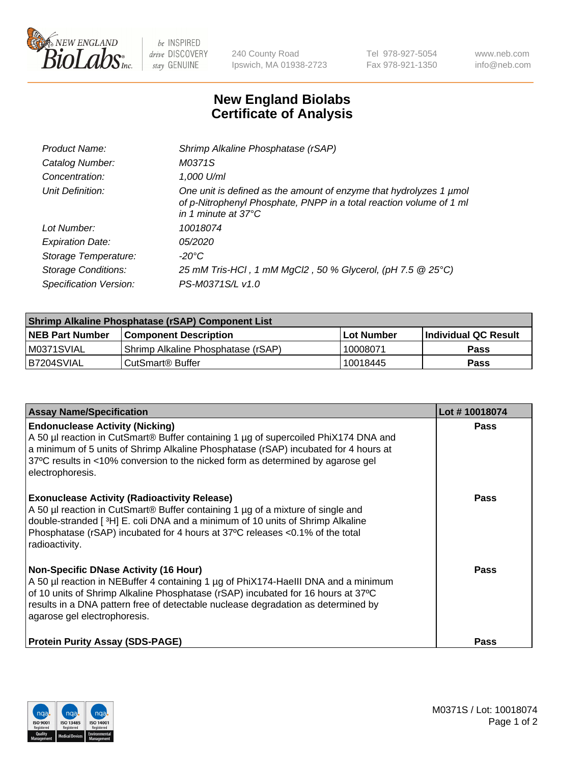# New England Biolabs Certificate of Analysis

| | |
|---|---|
| *Product Name:* | *Shrimp Alkaline Phosphatase (rSAP)* |
| *Catalog Number:* | *M0371S* |
| *Concentration:* | *1,000 U/ml* |
| *Unit Definition:* | *One unit is defined as the amount of enzyme that hydrolyzes 1 µmol of p-Nitrophenyl Phosphate, PNPP in a total reaction volume of 1 ml in 1 minute at 37°C* |
| *Lot Number:* | *10018074* |
| *Expiration Date:* | *05/2020* |
| *Storage Temperature:* | *-20°C* |
| *Storage Conditions:* | *25 mM Tris-HCl , 1 mM $MgCl_2$ , 50 % Glycerol, (pH 7.5 @ 25°C)* |
| *Specification Version:* | *PS-M0371S/L v1.0* |

| **Shrimp Alkaline Phosphatase (rSAP) Component List** | | | |
|---|---|---|---|
| **NEB Part Number** | **Component Description** | **Lot Number** | **Individual QC Result** |
| M0371SVIAL | Shrimp Alkaline Phosphatase (rSAP) | 10008071 | **Pass** |
| B7204SVIAL | CutSmart® Buffer | 10018445 | **Pass** |

| **Assay Name/Specification** | **Lot # 10018074** |
|---|---|
| **Endonuclease Activity (Nicking)** A 50 µl reaction in CutSmart® Buffer containing 1 µg of supercoiled PhiX174 DNA and a minimum of 5 units of Shrimp Alkaline Phosphatase (rSAP) incubated for 4 hours at 37ºC results in <10% conversion to the nicked form as determined by agarose gel electrophoresis. | **Pass** |
| **Exonuclease Activity (Radioactivity Release)** A 50 µl reaction in CutSmart® Buffer containing 1 µg of a mixture of single and double-stranded [ $^3$H] E. coli DNA and a minimum of 10 units of Shrimp Alkaline Phosphatase (rSAP) incubated for 4 hours at 37ºC releases <0.1% of the total radioactivity. | **Pass** |
| **Non-Specific DNase Activity (16 Hour)** A 50 µl reaction in NEBuffer 4 containing 1 µg of PhiX174-HaeIII DNA and a minimum of 10 units of Shrimp Alkaline Phosphatase (rSAP) incubated for 16 hours at 37ºC results in a DNA pattern free of detectable nuclease degradation as determined by agarose gel electrophoresis. | **Pass** |
| **Protein Purity Assay (SDS-PAGE)** | **Pass** |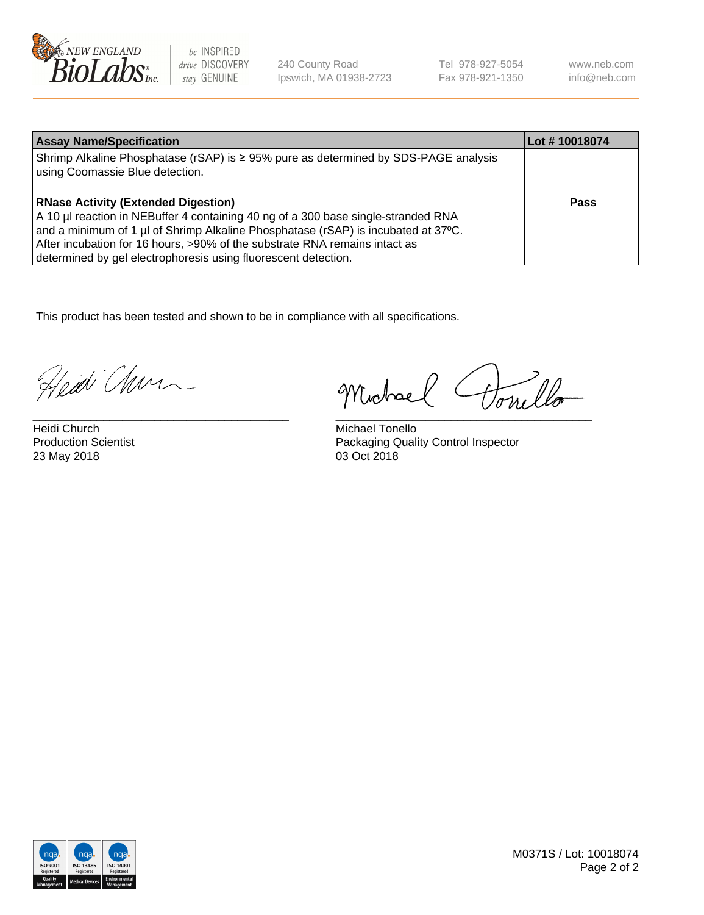| Assay Name/Specification | Lot # 10018074 |
| --- | --- |
| Shrimp Alkaline Phosphatase (rSAP) is ≥ 95% pure as determined by SDS-PAGE analysis using Coomassie Blue detection. | |
| **RNase Activity (Extended Digestion)**<br>A 10 µl reaction in NEBuffer 4 containing 40 ng of a 300 base single-stranded RNA and a minimum of 1 µl of Shrimp Alkaline Phosphatase (rSAP) is incubated at 37ºC. After incubation for 16 hours, >90% of the substrate RNA remains intact as determined by gel electrophoresis using fluorescent detection. | **Pass** |

This product has been tested and shown to be in compliance with all specifications.

Heidi Church
Production Scientist
23 May 2018

Michael Tonello
Packaging Quality Control Inspector
03 Oct 2018

M0371S / Lot: 10018074